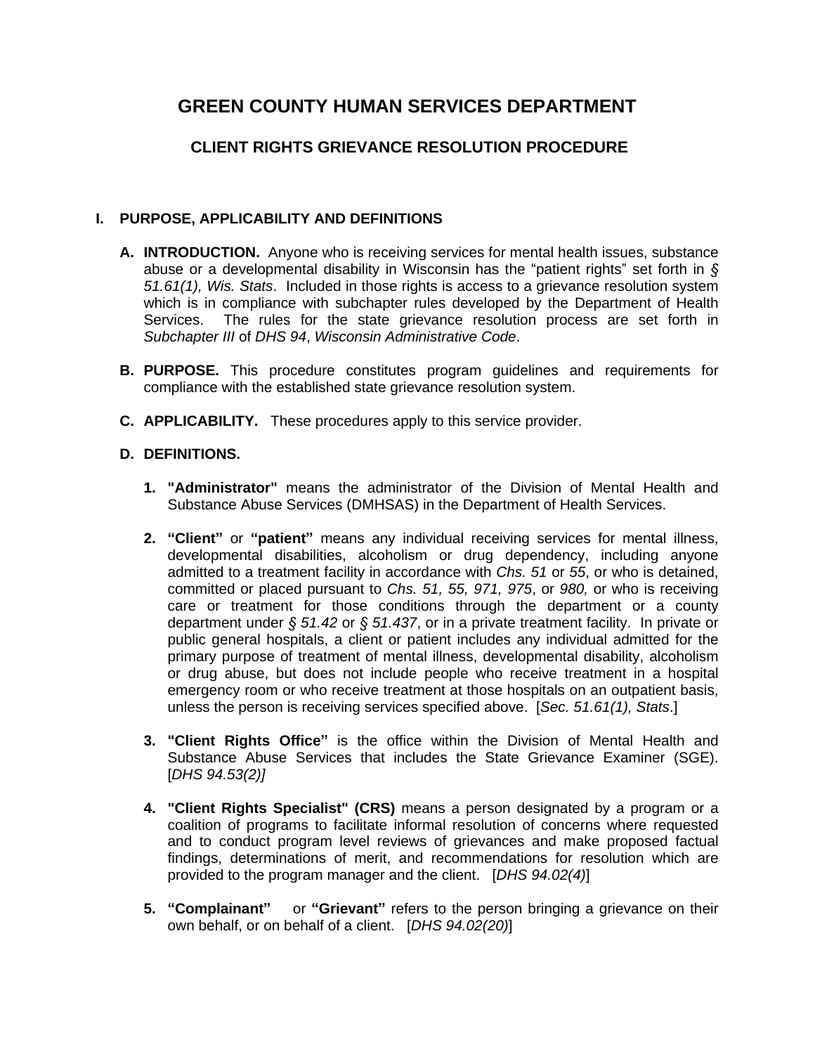# GREEN COUNTY HUMAN SERVICES DEPARTMENT

## CLIENT RIGHTS GRIEVANCE RESOLUTION PROCEDURE

### I. PURPOSE, APPLICABILITY AND DEFINITIONS

**A. INTRODUCTION.** Anyone who is receiving services for mental health issues, substance abuse or a developmental disability in Wisconsin has the "patient rights" set forth in *§ 51.61(1), Wis. Stats*. Included in those rights is access to a grievance resolution system which is in compliance with subchapter rules developed by the Department of Health Services. The rules for the state grievance resolution process are set forth in *Subchapter III* of *DHS 94*, *Wisconsin Administrative Code*.

**B. PURPOSE.** This procedure constitutes program guidelines and requirements for compliance with the established state grievance resolution system.

**C. APPLICABILITY.** These procedures apply to this service provider.

**D. DEFINITIONS.**

1. **"Administrator"** means the administrator of the Division of Mental Health and Substance Abuse Services (DMHSAS) in the Department of Health Services.

2. **"Client"** or **"patient"** means any individual receiving services for mental illness, developmental disabilities, alcoholism or drug dependency, including anyone admitted to a treatment facility in accordance with *Chs. 51* or *55*, or who is detained, committed or placed pursuant to *Chs. 51, 55, 971, 975*, or *980,* or who is receiving care or treatment for those conditions through the department or a county department under *§ 51.42* or *§ 51.437*, or in a private treatment facility. In private or public general hospitals, a client or patient includes any individual admitted for the primary purpose of treatment of mental illness, developmental disability, alcoholism or drug abuse, but does not include people who receive treatment in a hospital emergency room or who receive treatment at those hospitals on an outpatient basis, unless the person is receiving services specified above. [*Sec. 51.61(1), Stats*.]

3. **"Client Rights Office"** is the office within the Division of Mental Health and Substance Abuse Services that includes the State Grievance Examiner (SGE). [*DHS 94.53(2)]*

4. **"Client Rights Specialist" (CRS)** means a person designated by a program or a coalition of programs to facilitate informal resolution of concerns where requested and to conduct program level reviews of grievances and make proposed factual findings, determinations of merit, and recommendations for resolution which are provided to the program manager and the client. [*DHS 94.02(4)*]

5. **"Complainant"** or **"Grievant"** refers to the person bringing a grievance on their own behalf, or on behalf of a client. [*DHS 94.02(20)*]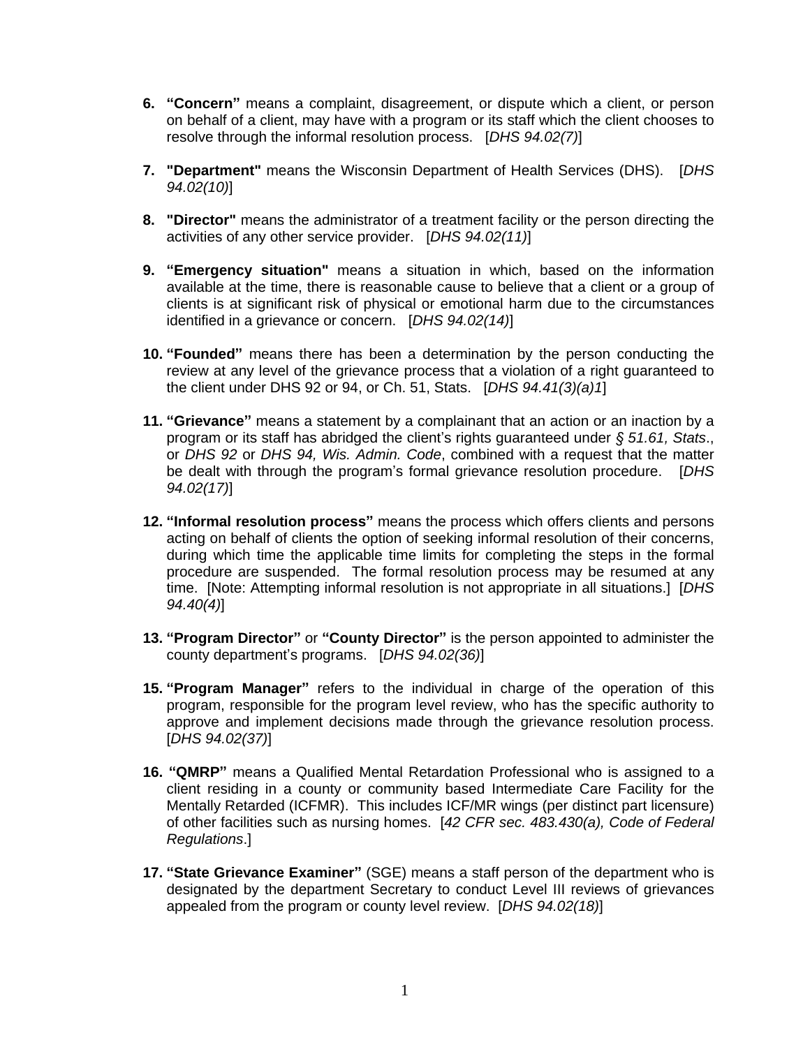6. **“Concern”** means a complaint, disagreement, or dispute which a client, or person on behalf of a client, may have with a program or its staff which the client chooses to resolve through the informal resolution process. [*DHS 94.02(7)*]

7. **"Department"** means the Wisconsin Department of Health Services (DHS). [*DHS 94.02(10)*]

8. **"Director"** means the administrator of a treatment facility or the person directing the activities of any other service provider. [*DHS 94.02(11)*]

9. **“Emergency situation"** means a situation in which, based on the information available at the time, there is reasonable cause to believe that a client or a group of clients is at significant risk of physical or emotional harm due to the circumstances identified in a grievance or concern. [*DHS 94.02(14)*]

10. **“Founded”** means there has been a determination by the person conducting the review at any level of the grievance process that a violation of a right guaranteed to the client under DHS 92 or 94, or Ch. 51, Stats. [*DHS 94.41(3)(a)1*]

11. **“Grievance”** means a statement by a complainant that an action or an inaction by a program or its staff has abridged the client’s rights guaranteed under *§ 51.61, Stats*., or *DHS 92* or *DHS 94, Wis. Admin. Code*, combined with a request that the matter be dealt with through the program’s formal grievance resolution procedure. [*DHS 94.02(17)*]

12. **“Informal resolution process”** means the process which offers clients and persons acting on behalf of clients the option of seeking informal resolution of their concerns, during which time the applicable time limits for completing the steps in the formal procedure are suspended. The formal resolution process may be resumed at any time. [Note: Attempting informal resolution is not appropriate in all situations.] [*DHS 94.40(4)*]

13. **“Program Director”** or **“County Director”** is the person appointed to administer the county department’s programs. [*DHS 94.02(36)*]

15. **“Program Manager”** refers to the individual in charge of the operation of this program, responsible for the program level review, who has the specific authority to approve and implement decisions made through the grievance resolution process. [*DHS 94.02(37)*]

16. **“QMRP”** means a Qualified Mental Retardation Professional who is assigned to a client residing in a county or community based Intermediate Care Facility for the Mentally Retarded (ICFMR). This includes ICF/MR wings (per distinct part licensure) of other facilities such as nursing homes. [*42 CFR sec. 483.430(a), Code of Federal Regulations*.]

17. **“State Grievance Examiner”** (SGE) means a staff person of the department who is designated by the department Secretary to conduct Level III reviews of grievances appealed from the program or county level review. [*DHS 94.02(18)*]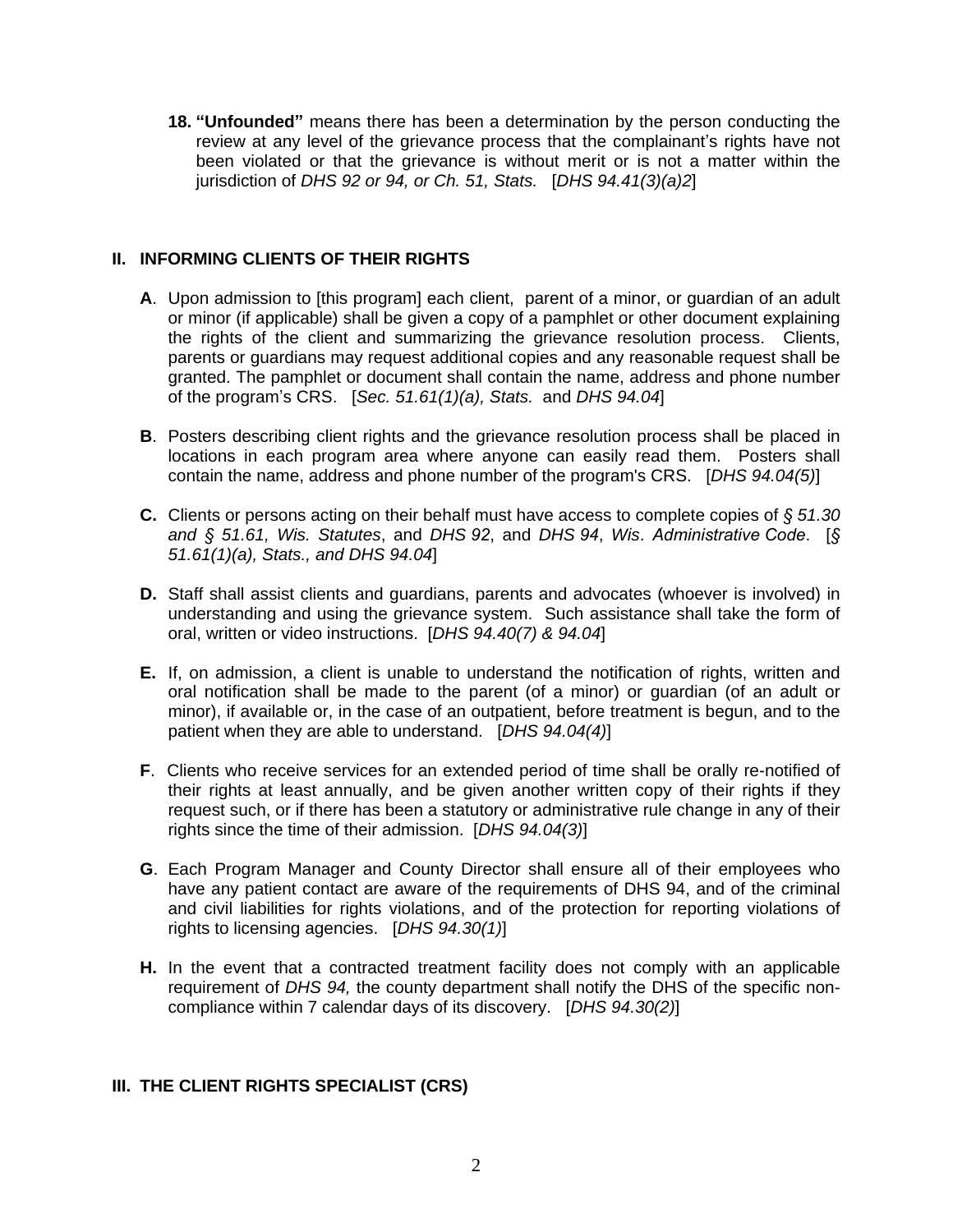18. **"Unfounded"** means there has been a determination by the person conducting the review at any level of the grievance process that the complainant's rights have not been violated or that the grievance is without merit or is not a matter within the jurisdiction of *DHS 92 or 94, or Ch. 51, Stats.* [*DHS 94.41(3)(a)2*]

## II. INFORMING CLIENTS OF THEIR RIGHTS

**A**. Upon admission to [this program] each client, parent of a minor, or guardian of an adult or minor (if applicable) shall be given a copy of a pamphlet or other document explaining the rights of the client and summarizing the grievance resolution process. Clients, parents or guardians may request additional copies and any reasonable request shall be granted. The pamphlet or document shall contain the name, address and phone number of the program's CRS. [*Sec. 51.61(1)(a), Stats.* and *DHS 94.04*]

**B**. Posters describing client rights and the grievance resolution process shall be placed in locations in each program area where anyone can easily read them. Posters shall contain the name, address and phone number of the program's CRS. [*DHS 94.04(5)*]

**C.** Clients or persons acting on their behalf must have access to complete copies of *§ 51.30 and § 51.61, Wis. Statutes*, and *DHS 92*, and *DHS 94*, *Wis*. *Administrative Code*. [*§ 51.61(1)(a), Stats., and DHS 94.04*]

**D.** Staff shall assist clients and guardians, parents and advocates (whoever is involved) in understanding and using the grievance system. Such assistance shall take the form of oral, written or video instructions. [*DHS 94.40(7) & 94.04*]

**E.** If, on admission, a client is unable to understand the notification of rights, written and oral notification shall be made to the parent (of a minor) or guardian (of an adult or minor), if available or, in the case of an outpatient, before treatment is begun, and to the patient when they are able to understand. [*DHS 94.04(4)*]

**F**. Clients who receive services for an extended period of time shall be orally re-notified of their rights at least annually, and be given another written copy of their rights if they request such, or if there has been a statutory or administrative rule change in any of their rights since the time of their admission. [*DHS 94.04(3)*]

**G**. Each Program Manager and County Director shall ensure all of their employees who have any patient contact are aware of the requirements of DHS 94, and of the criminal and civil liabilities for rights violations, and of the protection for reporting violations of rights to licensing agencies. [*DHS 94.30(1)*]

**H.** In the event that a contracted treatment facility does not comply with an applicable requirement of *DHS 94,* the county department shall notify the DHS of the specific non-compliance within 7 calendar days of its discovery. [*DHS 94.30(2)*]

## III. THE CLIENT RIGHTS SPECIALIST (CRS)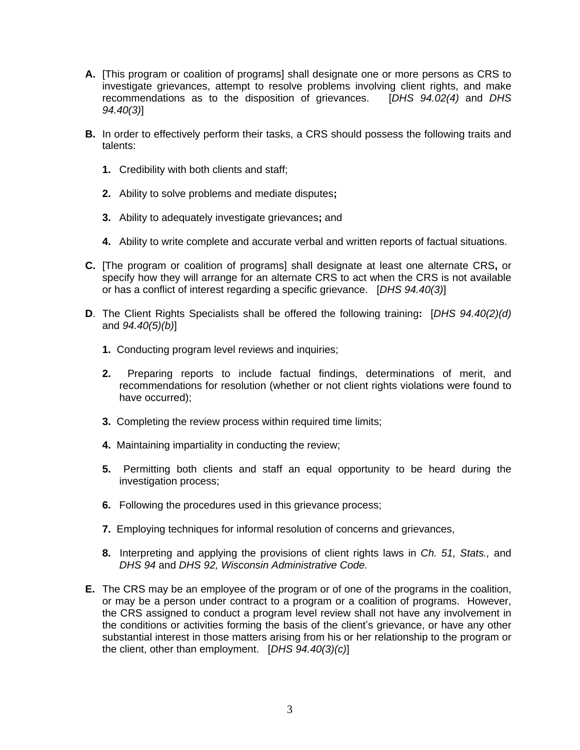**A.** [This program or coalition of programs] shall designate one or more persons as CRS to investigate grievances, attempt to resolve problems involving client rights, and make recommendations as to the disposition of grievances. [*DHS 94.02(4)* and *DHS 94.40(3)*]

**B.** In order to effectively perform their tasks, a CRS should possess the following traits and talents:

   **1.** Credibility with both clients and staff;

   **2.** Ability to solve problems and mediate disputes**;**

   **3.** Ability to adequately investigate grievances**;** and

   **4.** Ability to write complete and accurate verbal and written reports of factual situations.

**C.** [The program or coalition of programs] shall designate at least one alternate CRS**,** or specify how they will arrange for an alternate CRS to act when the CRS is not available or has a conflict of interest regarding a specific grievance. [*DHS 94.40(3)*]

**D**. The Client Rights Specialists shall be offered the following training**:** [*DHS 94.40(2)(d)* and *94.40(5)(b)*]

   **1.** Conducting program level reviews and inquiries;

   **2.** Preparing reports to include factual findings, determinations of merit, and recommendations for resolution (whether or not client rights violations were found to have occurred);

   **3.** Completing the review process within required time limits;

   **4.** Maintaining impartiality in conducting the review;

   **5.** Permitting both clients and staff an equal opportunity to be heard during the investigation process;

   **6.** Following the procedures used in this grievance process;

   **7.** Employing techniques for informal resolution of concerns and grievances,

   **8.** Interpreting and applying the provisions of client rights laws in *Ch. 51, Stats.,* and *DHS 94* and *DHS 92, Wisconsin Administrative Code.*

**E.** The CRS may be an employee of the program or of one of the programs in the coalition, or may be a person under contract to a program or a coalition of programs. However, the CRS assigned to conduct a program level review shall not have any involvement in the conditions or activities forming the basis of the client's grievance, or have any other substantial interest in those matters arising from his or her relationship to the program or the client, other than employment. [*DHS 94.40(3)(c)*]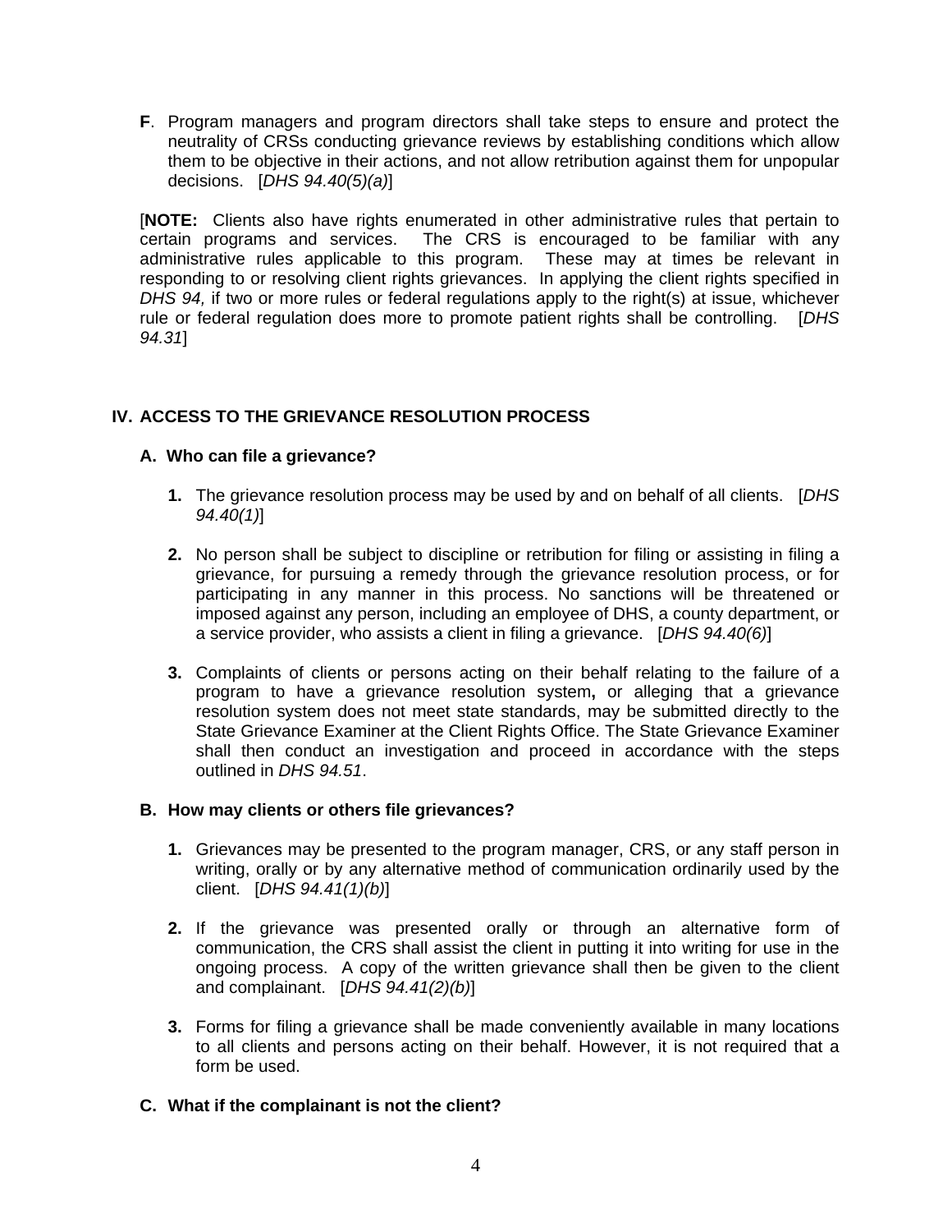**F**. Program managers and program directors shall take steps to ensure and protect the neutrality of CRSs conducting grievance reviews by establishing conditions which allow them to be objective in their actions, and not allow retribution against them for unpopular decisions. [*DHS 94.40(5)(a)*]

[**NOTE:** Clients also have rights enumerated in other administrative rules that pertain to certain programs and services. The CRS is encouraged to be familiar with any administrative rules applicable to this program. These may at times be relevant in responding to or resolving client rights grievances. In applying the client rights specified in *DHS 94,* if two or more rules or federal regulations apply to the right(s) at issue, whichever rule or federal regulation does more to promote patient rights shall be controlling. [*DHS 94.31*]

## IV. ACCESS TO THE GRIEVANCE RESOLUTION PROCESS

### A. Who can file a grievance?

**1.** The grievance resolution process may be used by and on behalf of all clients. [*DHS 94.40(1)*]

**2.** No person shall be subject to discipline or retribution for filing or assisting in filing a grievance, for pursuing a remedy through the grievance resolution process, or for participating in any manner in this process. No sanctions will be threatened or imposed against any person, including an employee of DHS, a county department, or a service provider, who assists a client in filing a grievance. [*DHS 94.40(6)*]

**3.** Complaints of clients or persons acting on their behalf relating to the failure of a program to have a grievance resolution system**,** or alleging that a grievance resolution system does not meet state standards, may be submitted directly to the State Grievance Examiner at the Client Rights Office. The State Grievance Examiner shall then conduct an investigation and proceed in accordance with the steps outlined in *DHS 94.51*.

### B. How may clients or others file grievances?

**1.** Grievances may be presented to the program manager, CRS, or any staff person in writing, orally or by any alternative method of communication ordinarily used by the client. [*DHS 94.41(1)(b)*]

**2.** If the grievance was presented orally or through an alternative form of communication, the CRS shall assist the client in putting it into writing for use in the ongoing process. A copy of the written grievance shall then be given to the client and complainant. [*DHS 94.41(2)(b)*]

**3.** Forms for filing a grievance shall be made conveniently available in many locations to all clients and persons acting on their behalf. However, it is not required that a form be used.

### C. What if the complainant is not the client?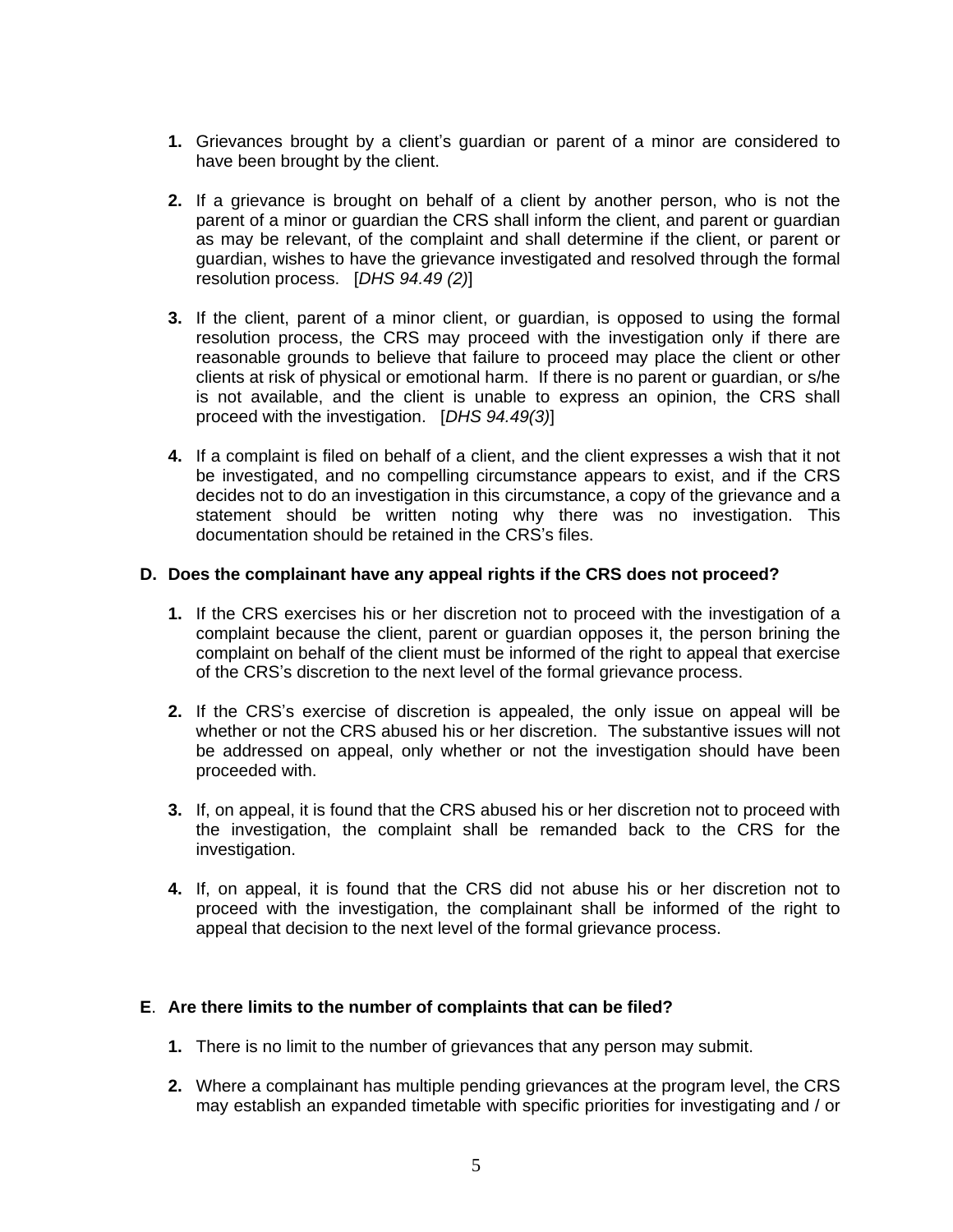1. Grievances brought by a client's guardian or parent of a minor are considered to have been brought by the client.

2. If a grievance is brought on behalf of a client by another person, who is not the parent of a minor or guardian the CRS shall inform the client, and parent or guardian as may be relevant, of the complaint and shall determine if the client, or parent or guardian, wishes to have the grievance investigated and resolved through the formal resolution process. [*DHS 94.49 (2)*]

3. If the client, parent of a minor client, or guardian, is opposed to using the formal resolution process, the CRS may proceed with the investigation only if there are reasonable grounds to believe that failure to proceed may place the client or other clients at risk of physical or emotional harm. If there is no parent or guardian, or s/he is not available, and the client is unable to express an opinion, the CRS shall proceed with the investigation. [*DHS 94.49(3)*]

4. If a complaint is filed on behalf of a client, and the client expresses a wish that it not be investigated, and no compelling circumstance appears to exist, and if the CRS decides not to do an investigation in this circumstance, a copy of the grievance and a statement should be written noting why there was no investigation. This documentation should be retained in the CRS's files.

**D. Does the complainant have any appeal rights if the CRS does not proceed?**

1. If the CRS exercises his or her discretion not to proceed with the investigation of a complaint because the client, parent or guardian opposes it, the person brining the complaint on behalf of the client must be informed of the right to appeal that exercise of the CRS's discretion to the next level of the formal grievance process.

2. If the CRS's exercise of discretion is appealed, the only issue on appeal will be whether or not the CRS abused his or her discretion. The substantive issues will not be addressed on appeal, only whether or not the investigation should have been proceeded with.

3. If, on appeal, it is found that the CRS abused his or her discretion not to proceed with the investigation, the complaint shall be remanded back to the CRS for the investigation.

4. If, on appeal, it is found that the CRS did not abuse his or her discretion not to proceed with the investigation, the complainant shall be informed of the right to appeal that decision to the next level of the formal grievance process.

**E. Are there limits to the number of complaints that can be filed?**

1. There is no limit to the number of grievances that any person may submit.

2. Where a complainant has multiple pending grievances at the program level, the CRS may establish an expanded timetable with specific priorities for investigating and / or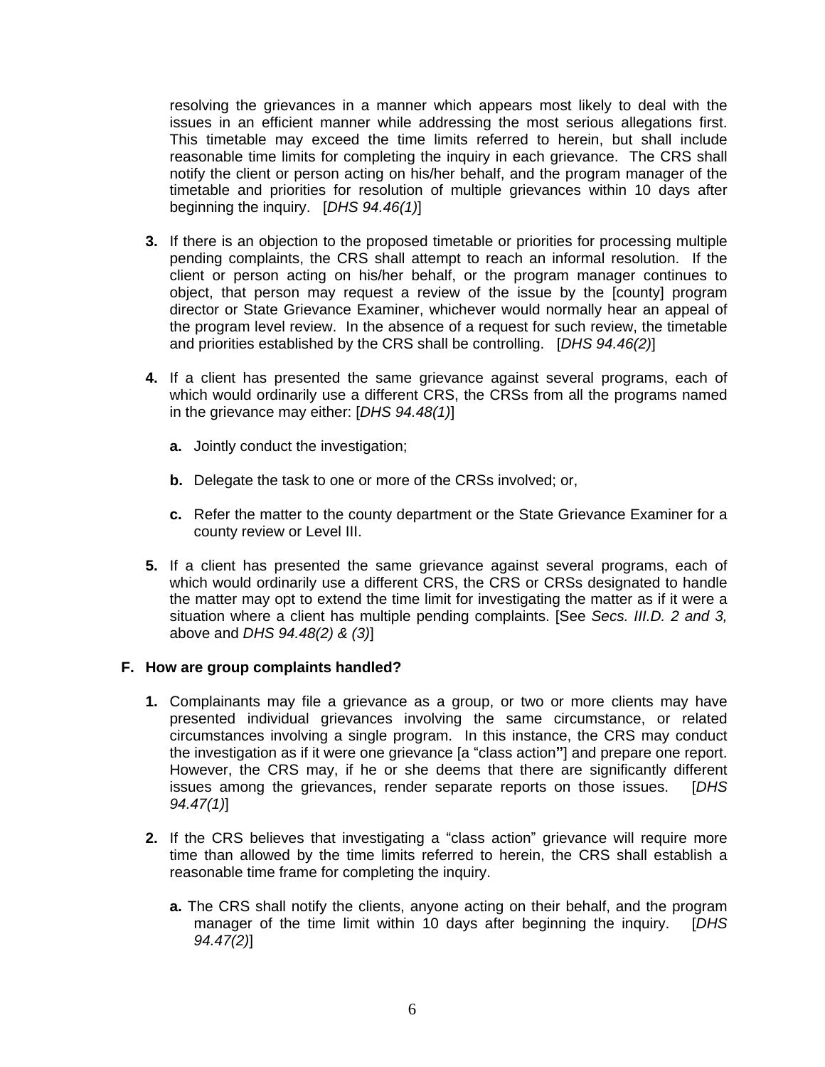resolving the grievances in a manner which appears most likely to deal with the issues in an efficient manner while addressing the most serious allegations first. This timetable may exceed the time limits referred to herein, but shall include reasonable time limits for completing the inquiry in each grievance. The CRS shall notify the client or person acting on his/her behalf, and the program manager of the timetable and priorities for resolution of multiple grievances within 10 days after beginning the inquiry. [*DHS 94.46(1)*]

**3.** If there is an objection to the proposed timetable or priorities for processing multiple pending complaints, the CRS shall attempt to reach an informal resolution. If the client or person acting on his/her behalf, or the program manager continues to object, that person may request a review of the issue by the [county] program director or State Grievance Examiner, whichever would normally hear an appeal of the program level review. In the absence of a request for such review, the timetable and priorities established by the CRS shall be controlling. [*DHS 94.46(2)*]

**4.** If a client has presented the same grievance against several programs, each of which would ordinarily use a different CRS, the CRSs from all the programs named in the grievance may either: [*DHS 94.48(1)*]

- **a.** Jointly conduct the investigation;
- **b.** Delegate the task to one or more of the CRSs involved; or,
- **c.** Refer the matter to the county department or the State Grievance Examiner for a county review or Level III.

**5.** If a client has presented the same grievance against several programs, each of which would ordinarily use a different CRS, the CRS or CRSs designated to handle the matter may opt to extend the time limit for investigating the matter as if it were a situation where a client has multiple pending complaints. [See *Secs. III.D. 2 and 3,* above and *DHS 94.48(2) & (3)*]

### F. How are group complaints handled?

**1.** Complainants may file a grievance as a group, or two or more clients may have presented individual grievances involving the same circumstance, or related circumstances involving a single program. In this instance, the CRS may conduct the investigation as if it were one grievance [a "class action"] and prepare one report. However, the CRS may, if he or she deems that there are significantly different issues among the grievances, render separate reports on those issues. [*DHS 94.47(1)*]

**2.** If the CRS believes that investigating a "class action" grievance will require more time than allowed by the time limits referred to herein, the CRS shall establish a reasonable time frame for completing the inquiry.

- **a.** The CRS shall notify the clients, anyone acting on their behalf, and the program manager of the time limit within 10 days after beginning the inquiry. [*DHS 94.47(2)*]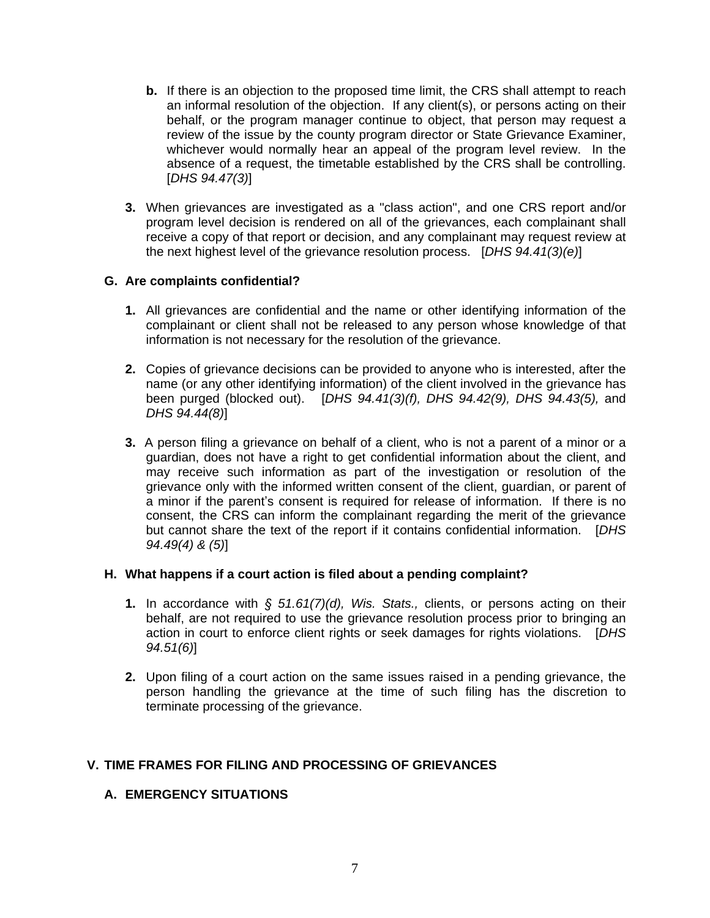**b.** If there is an objection to the proposed time limit, the CRS shall attempt to reach an informal resolution of the objection. If any client(s), or persons acting on their behalf, or the program manager continue to object, that person may request a review of the issue by the county program director or State Grievance Examiner, whichever would normally hear an appeal of the program level review. In the absence of a request, the timetable established by the CRS shall be controlling. [*DHS 94.47(3)*]

**3.** When grievances are investigated as a "class action", and one CRS report and/or program level decision is rendered on all of the grievances, each complainant shall receive a copy of that report or decision, and any complainant may request review at the next highest level of the grievance resolution process. [*DHS 94.41(3)(e)*]

### G. Are complaints confidential?

**1.** All grievances are confidential and the name or other identifying information of the complainant or client shall not be released to any person whose knowledge of that information is not necessary for the resolution of the grievance.

**2.** Copies of grievance decisions can be provided to anyone who is interested, after the name (or any other identifying information) of the client involved in the grievance has been purged (blocked out). [*DHS 94.41(3)(f), DHS 94.42(9), DHS 94.43(5),* and *DHS 94.44(8)*]

**3.** A person filing a grievance on behalf of a client, who is not a parent of a minor or a guardian, does not have a right to get confidential information about the client, and may receive such information as part of the investigation or resolution of the grievance only with the informed written consent of the client, guardian, or parent of a minor if the parent's consent is required for release of information. If there is no consent, the CRS can inform the complainant regarding the merit of the grievance but cannot share the text of the report if it contains confidential information. [*DHS 94.49(4) & (5)*]

### H. What happens if a court action is filed about a pending complaint?

**1.** In accordance with *§ 51.61(7)(d), Wis. Stats.,* clients, or persons acting on their behalf, are not required to use the grievance resolution process prior to bringing an action in court to enforce client rights or seek damages for rights violations. [*DHS 94.51(6)*]

**2.** Upon filing of a court action on the same issues raised in a pending grievance, the person handling the grievance at the time of such filing has the discretion to terminate processing of the grievance.

## V. TIME FRAMES FOR FILING AND PROCESSING OF GRIEVANCES

### A. EMERGENCY SITUATIONS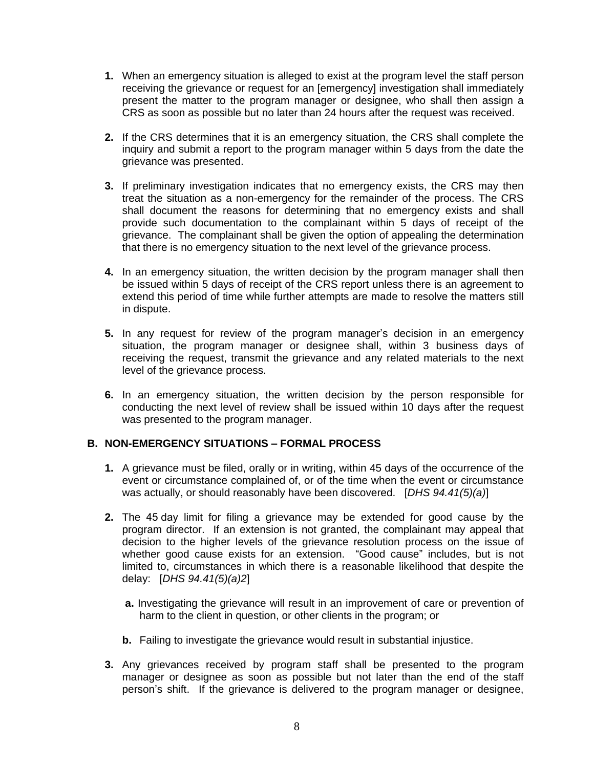1. When an emergency situation is alleged to exist at the program level the staff person receiving the grievance or request for an [emergency] investigation shall immediately present the matter to the program manager or designee, who shall then assign a CRS as soon as possible but no later than 24 hours after the request was received.

2. If the CRS determines that it is an emergency situation, the CRS shall complete the inquiry and submit a report to the program manager within 5 days from the date the grievance was presented.

3. If preliminary investigation indicates that no emergency exists, the CRS may then treat the situation as a non-emergency for the remainder of the process. The CRS shall document the reasons for determining that no emergency exists and shall provide such documentation to the complainant within 5 days of receipt of the grievance. The complainant shall be given the option of appealing the determination that there is no emergency situation to the next level of the grievance process.

4. In an emergency situation, the written decision by the program manager shall then be issued within 5 days of receipt of the CRS report unless there is an agreement to extend this period of time while further attempts are made to resolve the matters still in dispute.

5. In any request for review of the program manager's decision in an emergency situation, the program manager or designee shall, within 3 business days of receiving the request, transmit the grievance and any related materials to the next level of the grievance process.

6. In an emergency situation, the written decision by the person responsible for conducting the next level of review shall be issued within 10 days after the request was presented to the program manager.

## B. NON-EMERGENCY SITUATIONS – FORMAL PROCESS

1. A grievance must be filed, orally or in writing, within 45 days of the occurrence of the event or circumstance complained of, or of the time when the event or circumstance was actually, or should reasonably have been discovered. [*DHS 94.41(5)(a)*]

2. The 45 day limit for filing a grievance may be extended for good cause by the program director. If an extension is not granted, the complainant may appeal that decision to the higher levels of the grievance resolution process on the issue of whether good cause exists for an extension. "Good cause" includes, but is not limited to, circumstances in which there is a reasonable likelihood that despite the delay: [*DHS 94.41(5)(a)2*]

   **a.** Investigating the grievance will result in an improvement of care or prevention of harm to the client in question, or other clients in the program; or

   **b.** Failing to investigate the grievance would result in substantial injustice.

3. Any grievances received by program staff shall be presented to the program manager or designee as soon as possible but not later than the end of the staff person's shift. If the grievance is delivered to the program manager or designee,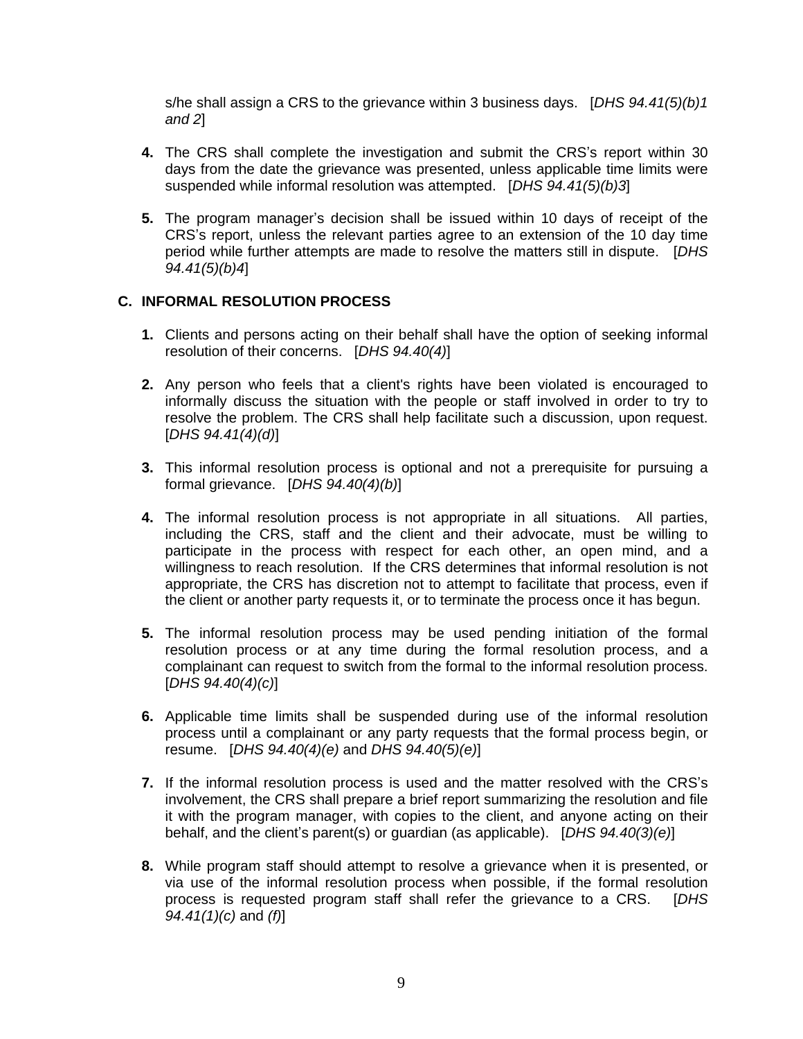s/he shall assign a CRS to the grievance within 3 business days. [*DHS 94.41(5)(b)1 and 2*]

4. The CRS shall complete the investigation and submit the CRS's report within 30 days from the date the grievance was presented, unless applicable time limits were suspended while informal resolution was attempted. [*DHS 94.41(5)(b)3*]

5. The program manager's decision shall be issued within 10 days of receipt of the CRS's report, unless the relevant parties agree to an extension of the 10 day time period while further attempts are made to resolve the matters still in dispute. [*DHS 94.41(5)(b)4*]

### C. INFORMAL RESOLUTION PROCESS

1. Clients and persons acting on their behalf shall have the option of seeking informal resolution of their concerns. [*DHS 94.40(4)*]

2. Any person who feels that a client's rights have been violated is encouraged to informally discuss the situation with the people or staff involved in order to try to resolve the problem. The CRS shall help facilitate such a discussion, upon request. [*DHS 94.41(4)(d)*]

3. This informal resolution process is optional and not a prerequisite for pursuing a formal grievance. [*DHS 94.40(4)(b)*]

4. The informal resolution process is not appropriate in all situations. All parties, including the CRS, staff and the client and their advocate, must be willing to participate in the process with respect for each other, an open mind, and a willingness to reach resolution. If the CRS determines that informal resolution is not appropriate, the CRS has discretion not to attempt to facilitate that process, even if the client or another party requests it, or to terminate the process once it has begun.

5. The informal resolution process may be used pending initiation of the formal resolution process or at any time during the formal resolution process, and a complainant can request to switch from the formal to the informal resolution process. [*DHS 94.40(4)(c)*]

6. Applicable time limits shall be suspended during use of the informal resolution process until a complainant or any party requests that the formal process begin, or resume. [*DHS 94.40(4)(e)* and *DHS 94.40(5)(e)*]

7. If the informal resolution process is used and the matter resolved with the CRS's involvement, the CRS shall prepare a brief report summarizing the resolution and file it with the program manager, with copies to the client, and anyone acting on their behalf, and the client's parent(s) or guardian (as applicable). [*DHS 94.40(3)(e)*]

8. While program staff should attempt to resolve a grievance when it is presented, or via use of the informal resolution process when possible, if the formal resolution process is requested program staff shall refer the grievance to a CRS. [*DHS 94.41(1)(c)* and *(f)*]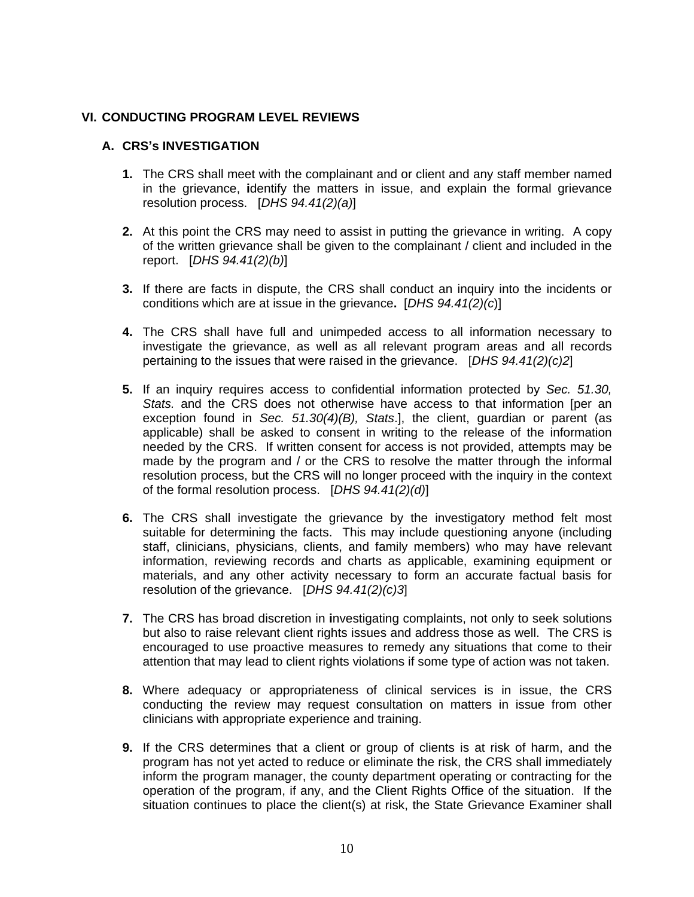## VI. CONDUCTING PROGRAM LEVEL REVIEWS

### A. CRS's INVESTIGATION

1. The CRS shall meet with the complainant and or client and any staff member named in the grievance, **i**dentify the matters in issue, and explain the formal grievance resolution process. [*DHS 94.41(2)(a)*]

2. At this point the CRS may need to assist in putting the grievance in writing. A copy of the written grievance shall be given to the complainant / client and included in the report. [*DHS 94.41(2)(b)*]

3. If there are facts in dispute, the CRS shall conduct an inquiry into the incidents or conditions which are at issue in the grievance**.** [*DHS 94.41(2)(c)*]

4. The CRS shall have full and unimpeded access to all information necessary to investigate the grievance, as well as all relevant program areas and all records pertaining to the issues that were raised in the grievance. [*DHS 94.41(2)(c)2*]

5. If an inquiry requires access to confidential information protected by *Sec. 51.30, Stats.* and the CRS does not otherwise have access to that information [per an exception found in *Sec. 51.30(4)(B), Stats*.], the client, guardian or parent (as applicable) shall be asked to consent in writing to the release of the information needed by the CRS. If written consent for access is not provided, attempts may be made by the program and / or the CRS to resolve the matter through the informal resolution process, but the CRS will no longer proceed with the inquiry in the context of the formal resolution process. [*DHS 94.41(2)(d)*]

6. The CRS shall investigate the grievance by the investigatory method felt most suitable for determining the facts. This may include questioning anyone (including staff, clinicians, physicians, clients, and family members) who may have relevant information, reviewing records and charts as applicable, examining equipment or materials, and any other activity necessary to form an accurate factual basis for resolution of the grievance. [*DHS 94.41(2)(c)3*]

7. The CRS has broad discretion in **i**nvestigating complaints, not only to seek solutions but also to raise relevant client rights issues and address those as well. The CRS is encouraged to use proactive measures to remedy any situations that come to their attention that may lead to client rights violations if some type of action was not taken.

8. Where adequacy or appropriateness of clinical services is in issue, the CRS conducting the review may request consultation on matters in issue from other clinicians with appropriate experience and training.

9. If the CRS determines that a client or group of clients is at risk of harm, and the program has not yet acted to reduce or eliminate the risk, the CRS shall immediately inform the program manager, the county department operating or contracting for the operation of the program, if any, and the Client Rights Office of the situation. If the situation continues to place the client(s) at risk, the State Grievance Examiner shall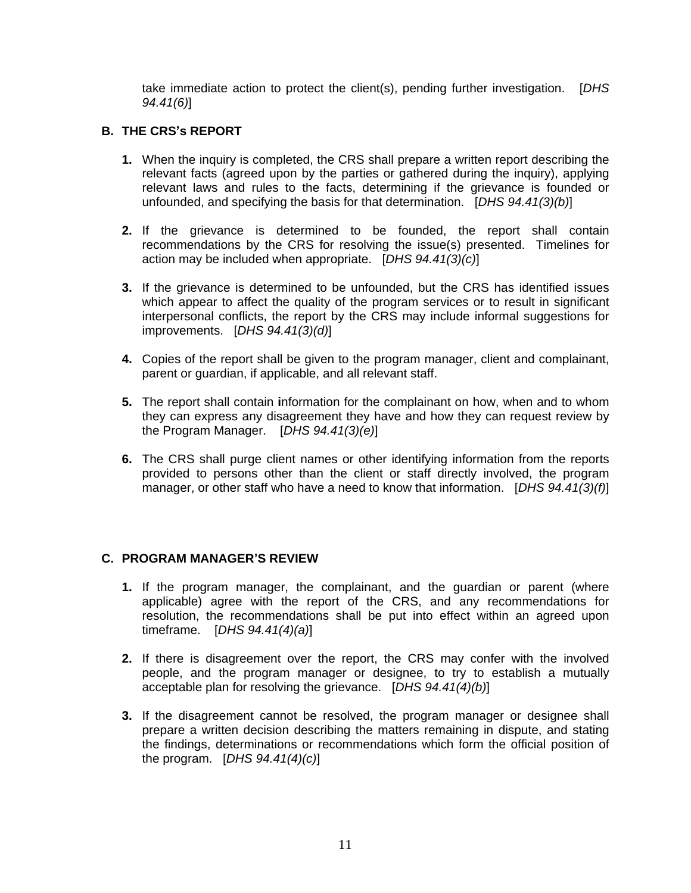take immediate action to protect the client(s), pending further investigation. [*DHS 94.41(6)*]

## B. THE CRS's REPORT

1. When the inquiry is completed, the CRS shall prepare a written report describing the relevant facts (agreed upon by the parties or gathered during the inquiry), applying relevant laws and rules to the facts, determining if the grievance is founded or unfounded, and specifying the basis for that determination. [*DHS 94.41(3)(b)*]

2. If the grievance is determined to be founded, the report shall contain recommendations by the CRS for resolving the issue(s) presented. Timelines for action may be included when appropriate. [*DHS 94.41(3)(c)*]

3. If the grievance is determined to be unfounded, but the CRS has identified issues which appear to affect the quality of the program services or to result in significant interpersonal conflicts, the report by the CRS may include informal suggestions for improvements. [*DHS 94.41(3)(d)*]

4. Copies of the report shall be given to the program manager, client and complainant, parent or guardian, if applicable, and all relevant staff.

5. The report shall contain information for the complainant on how, when and to whom they can express any disagreement they have and how they can request review by the Program Manager. [*DHS 94.41(3)(e)*]

6. The CRS shall purge client names or other identifying information from the reports provided to persons other than the client or staff directly involved, the program manager, or other staff who have a need to know that information. [*DHS 94.41(3)(f)*]

## C. PROGRAM MANAGER'S REVIEW

1. If the program manager, the complainant, and the guardian or parent (where applicable) agree with the report of the CRS, and any recommendations for resolution, the recommendations shall be put into effect within an agreed upon timeframe. [*DHS 94.41(4)(a)*]

2. If there is disagreement over the report, the CRS may confer with the involved people, and the program manager or designee, to try to establish a mutually acceptable plan for resolving the grievance. [*DHS 94.41(4)(b)*]

3. If the disagreement cannot be resolved, the program manager or designee shall prepare a written decision describing the matters remaining in dispute, and stating the findings, determinations or recommendations which form the official position of the program. [*DHS 94.41(4)(c)*]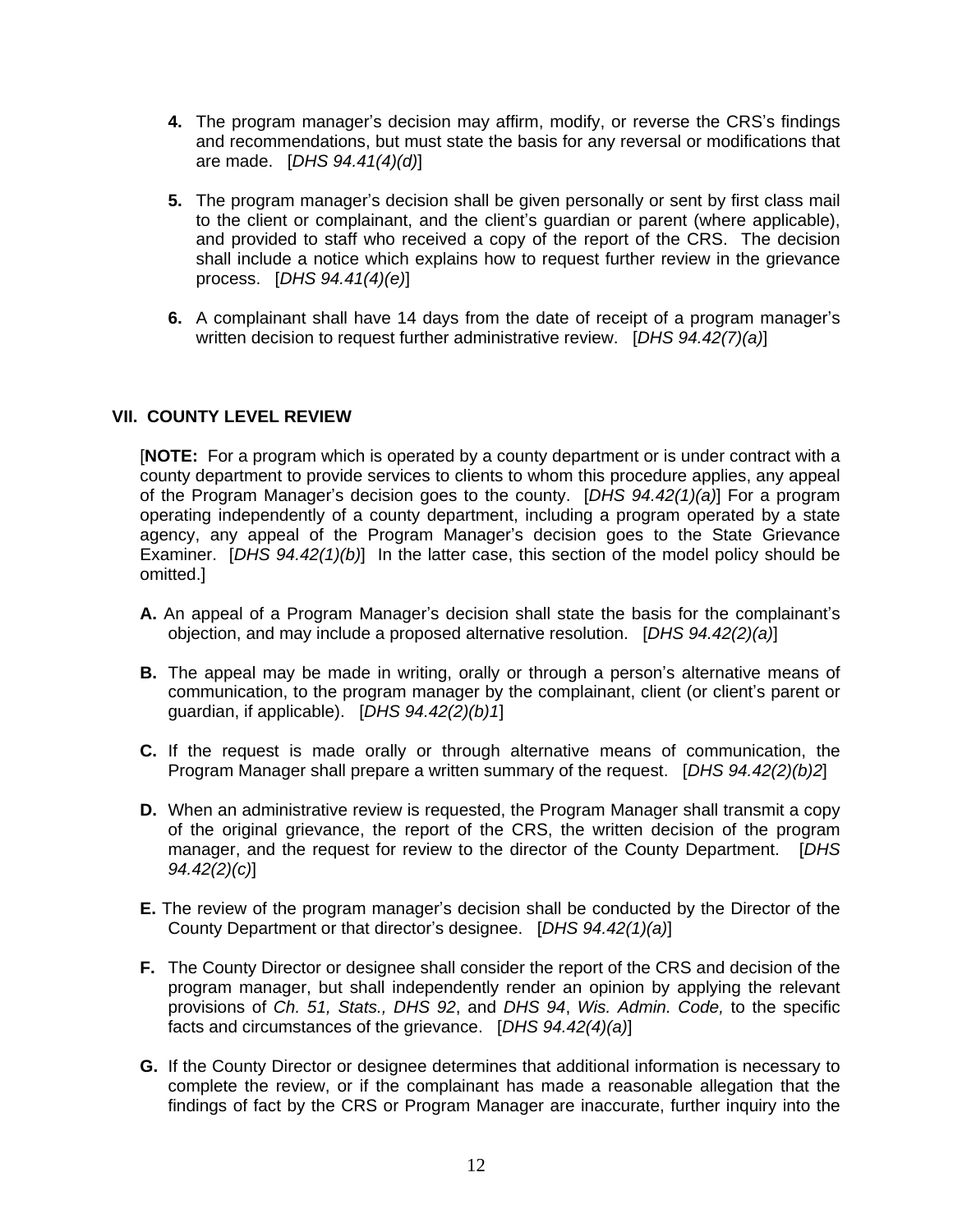4. The program manager's decision may affirm, modify, or reverse the CRS's findings and recommendations, but must state the basis for any reversal or modifications that are made. [*DHS 94.41(4)(d)*]

5. The program manager's decision shall be given personally or sent by first class mail to the client or complainant, and the client's guardian or parent (where applicable), and provided to staff who received a copy of the report of the CRS. The decision shall include a notice which explains how to request further review in the grievance process. [*DHS 94.41(4)(e)*]

6. A complainant shall have 14 days from the date of receipt of a program manager's written decision to request further administrative review. [*DHS 94.42(7)(a)*]

## VII. COUNTY LEVEL REVIEW

[**NOTE:** For a program which is operated by a county department or is under contract with a county department to provide services to clients to whom this procedure applies, any appeal of the Program Manager's decision goes to the county. [*DHS 94.42(1)(a)*] For a program operating independently of a county department, including a program operated by a state agency, any appeal of the Program Manager's decision goes to the State Grievance Examiner. [*DHS 94.42(1)(b)*] In the latter case, this section of the model policy should be omitted.]

**A.** An appeal of a Program Manager's decision shall state the basis for the complainant's objection, and may include a proposed alternative resolution. [*DHS 94.42(2)(a)*]

**B.** The appeal may be made in writing, orally or through a person's alternative means of communication, to the program manager by the complainant, client (or client's parent or guardian, if applicable). [*DHS 94.42(2)(b)1*]

**C.** If the request is made orally or through alternative means of communication, the Program Manager shall prepare a written summary of the request. [*DHS 94.42(2)(b)2*]

**D.** When an administrative review is requested, the Program Manager shall transmit a copy of the original grievance, the report of the CRS, the written decision of the program manager, and the request for review to the director of the County Department. [*DHS 94.42(2)(c)*]

**E.** The review of the program manager's decision shall be conducted by the Director of the County Department or that director's designee. [*DHS 94.42(1)(a)*]

**F.** The County Director or designee shall consider the report of the CRS and decision of the program manager, but shall independently render an opinion by applying the relevant provisions of *Ch. 51, Stats., DHS 92*, and *DHS 94*, *Wis. Admin. Code,* to the specific facts and circumstances of the grievance. [*DHS 94.42(4)(a)*]

**G.** If the County Director or designee determines that additional information is necessary to complete the review, or if the complainant has made a reasonable allegation that the findings of fact by the CRS or Program Manager are inaccurate, further inquiry into the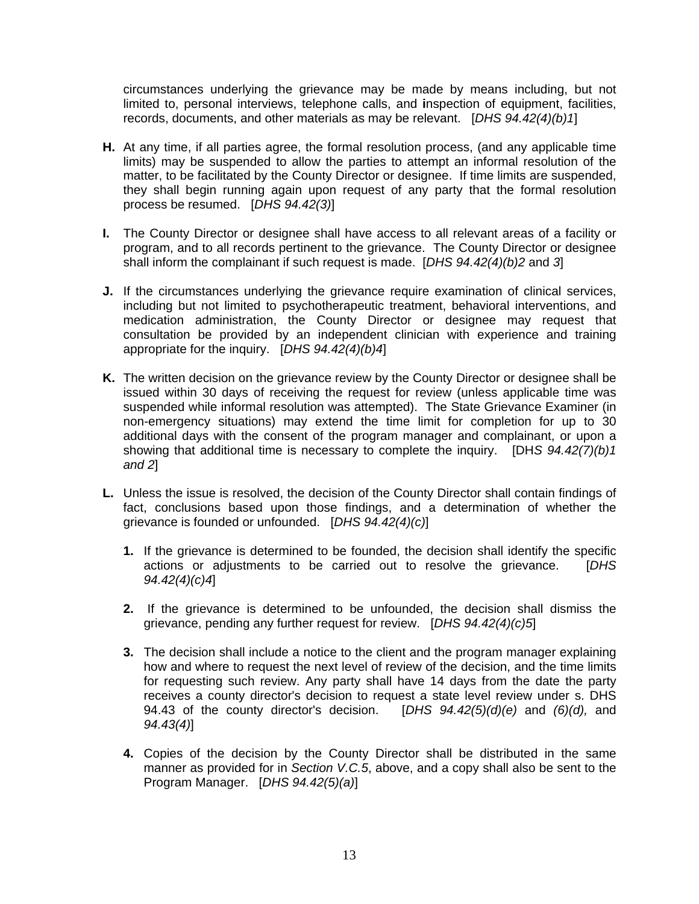circumstances underlying the grievance may be made by means including, but not limited to, personal interviews, telephone calls, and inspection of equipment, facilities, records, documents, and other materials as may be relevant. [*DHS 94.42(4)(b)1*]

**H.** At any time, if all parties agree, the formal resolution process, (and any applicable time limits) may be suspended to allow the parties to attempt an informal resolution of the matter, to be facilitated by the County Director or designee. If time limits are suspended, they shall begin running again upon request of any party that the formal resolution process be resumed. [*DHS 94.42(3)*]

**I.** The County Director or designee shall have access to all relevant areas of a facility or program, and to all records pertinent to the grievance. The County Director or designee shall inform the complainant if such request is made. [*DHS 94.42(4)(b)2* and *3*]

**J.** If the circumstances underlying the grievance require examination of clinical services, including but not limited to psychotherapeutic treatment, behavioral interventions, and medication administration, the County Director or designee may request that consultation be provided by an independent clinician with experience and training appropriate for the inquiry. [*DHS 94.42(4)(b)4*]

**K.** The written decision on the grievance review by the County Director or designee shall be issued within 30 days of receiving the request for review (unless applicable time was suspended while informal resolution was attempted). The State Grievance Examiner (in non-emergency situations) may extend the time limit for completion for up to 30 additional days with the consent of the program manager and complainant, or upon a showing that additional time is necessary to complete the inquiry. [DH*S 94.42(7)(b)1 and 2*]

**L.** Unless the issue is resolved, the decision of the County Director shall contain findings of fact, conclusions based upon those findings, and a determination of whether the grievance is founded or unfounded. [*DHS 94.42(4)(c)*]

   **1.** If the grievance is determined to be founded, the decision shall identify the specific actions or adjustments to be carried out to resolve the grievance. [*DHS 94.42(4)(c)4*]

   **2.** If the grievance is determined to be unfounded, the decision shall dismiss the grievance, pending any further request for review. [*DHS 94.42(4)(c)5*]

   **3.** The decision shall include a notice to the client and the program manager explaining how and where to request the next level of review of the decision, and the time limits for requesting such review. Any party shall have 14 days from the date the party receives a county director's decision to request a state level review under s. DHS 94.43 of the county director's decision. [*DHS 94.42(5)(d)(e)* and *(6)(d),* and *94.43(4)*]

   **4.** Copies of the decision by the County Director shall be distributed in the same manner as provided for in *Section V.C.5*, above, and a copy shall also be sent to the Program Manager. [*DHS 94.42(5)(a)*]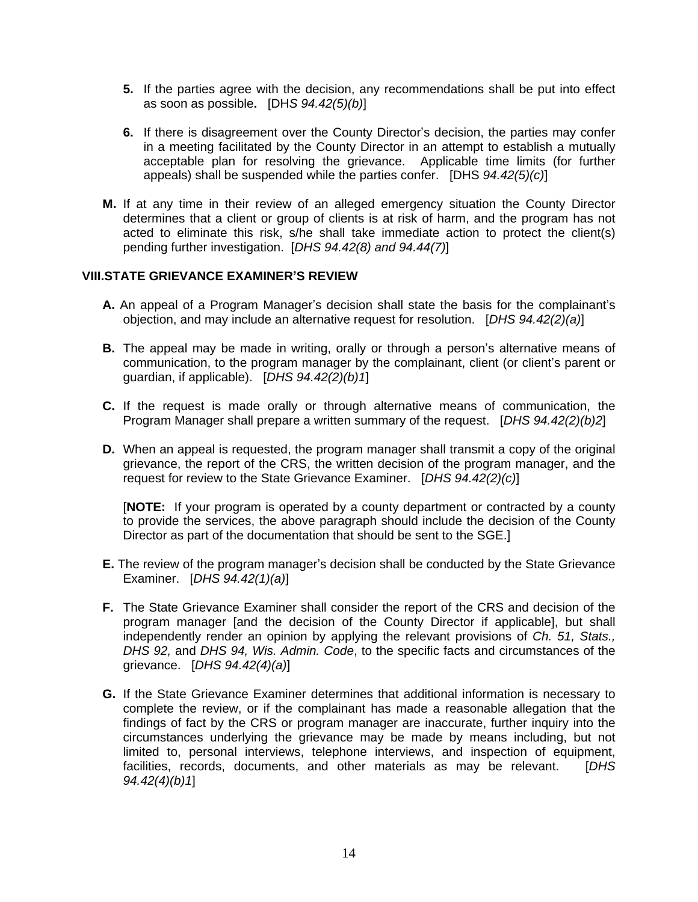**5.** If the parties agree with the decision, any recommendations shall be put into effect as soon as possible**.** [DH*S 94.42(5)(b)*]

**6.** If there is disagreement over the County Director's decision, the parties may confer in a meeting facilitated by the County Director in an attempt to establish a mutually acceptable plan for resolving the grievance. Applicable time limits (for further appeals) shall be suspended while the parties confer. [DHS *94.42(5)(c)*]

**M.** If at any time in their review of an alleged emergency situation the County Director determines that a client or group of clients is at risk of harm, and the program has not acted to eliminate this risk, s/he shall take immediate action to protect the client(s) pending further investigation. [*DHS 94.42(8) and 94.44(7)*]

## VIII. STATE GRIEVANCE EXAMINER'S REVIEW

**A.** An appeal of a Program Manager's decision shall state the basis for the complainant's objection, and may include an alternative request for resolution. [*DHS 94.42(2)(a)*]

**B.** The appeal may be made in writing, orally or through a person's alternative means of communication, to the program manager by the complainant, client (or client's parent or guardian, if applicable). [*DHS 94.42(2)(b)1*]

**C.** If the request is made orally or through alternative means of communication, the Program Manager shall prepare a written summary of the request. [*DHS 94.42(2)(b)2*]

**D.** When an appeal is requested, the program manager shall transmit a copy of the original grievance, the report of the CRS, the written decision of the program manager, and the request for review to the State Grievance Examiner. [*DHS 94.42(2)(c)*]

[**NOTE:** If your program is operated by a county department or contracted by a county to provide the services, the above paragraph should include the decision of the County Director as part of the documentation that should be sent to the SGE.]

**E.** The review of the program manager's decision shall be conducted by the State Grievance Examiner. [*DHS 94.42(1)(a)*]

**F.** The State Grievance Examiner shall consider the report of the CRS and decision of the program manager [and the decision of the County Director if applicable], but shall independently render an opinion by applying the relevant provisions of *Ch. 51, Stats., DHS 92,* and *DHS 94, Wis. Admin. Code*, to the specific facts and circumstances of the grievance. [*DHS 94.42(4)(a)*]

**G.** If the State Grievance Examiner determines that additional information is necessary to complete the review, or if the complainant has made a reasonable allegation that the findings of fact by the CRS or program manager are inaccurate, further inquiry into the circumstances underlying the grievance may be made by means including, but not limited to, personal interviews, telephone interviews, and inspection of equipment, facilities, records, documents, and other materials as may be relevant. [*DHS 94.42(4)(b)1*]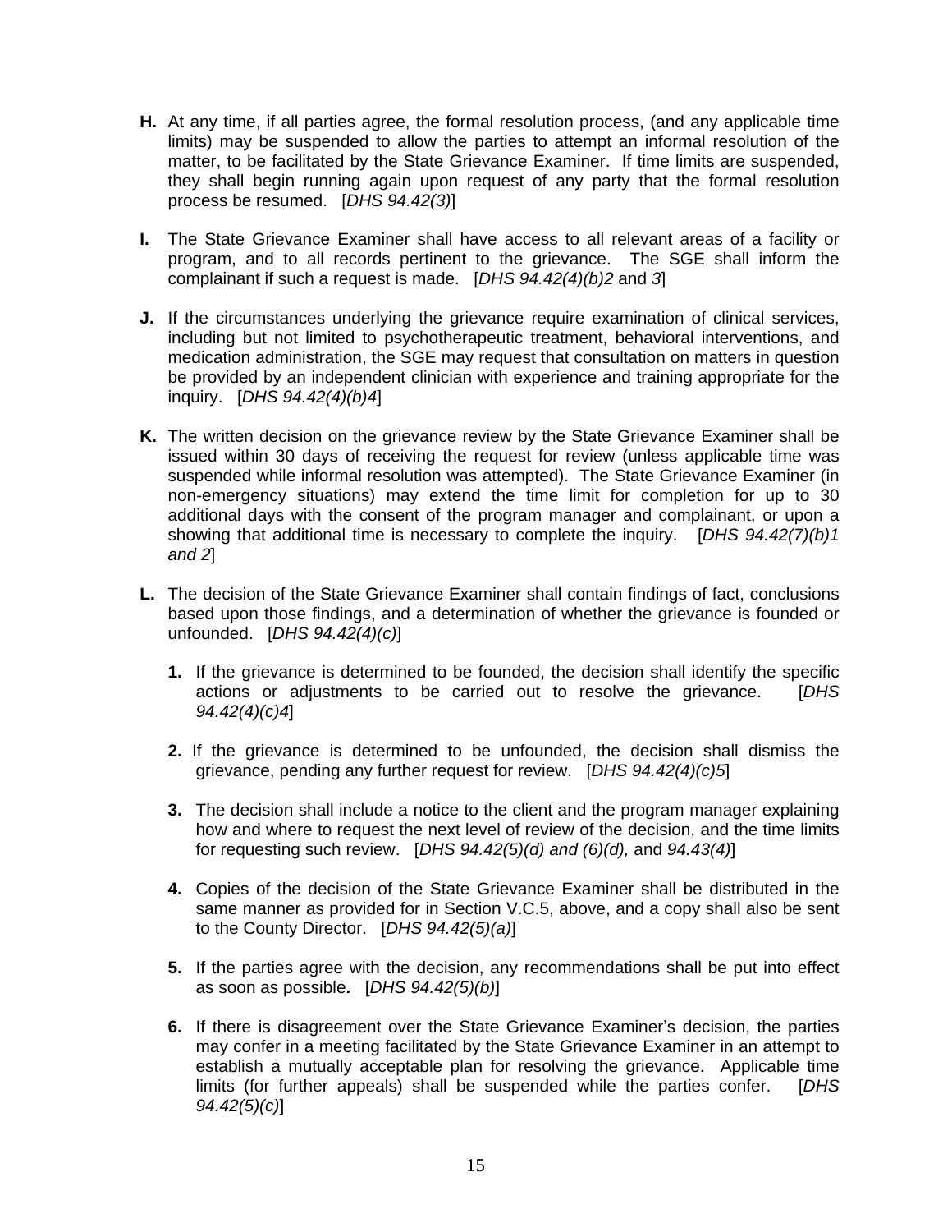**H.** At any time, if all parties agree, the formal resolution process, (and any applicable time limits) may be suspended to allow the parties to attempt an informal resolution of the matter, to be facilitated by the State Grievance Examiner. If time limits are suspended, they shall begin running again upon request of any party that the formal resolution process be resumed. [*DHS 94.42(3)*]

**I.** The State Grievance Examiner shall have access to all relevant areas of a facility or program, and to all records pertinent to the grievance. The SGE shall inform the complainant if such a request is made. [*DHS 94.42(4)(b)2* and *3*]

**J.** If the circumstances underlying the grievance require examination of clinical services, including but not limited to psychotherapeutic treatment, behavioral interventions, and medication administration, the SGE may request that consultation on matters in question be provided by an independent clinician with experience and training appropriate for the inquiry. [*DHS 94.42(4)(b)4*]

**K.** The written decision on the grievance review by the State Grievance Examiner shall be issued within 30 days of receiving the request for review (unless applicable time was suspended while informal resolution was attempted). The State Grievance Examiner (in non-emergency situations) may extend the time limit for completion for up to 30 additional days with the consent of the program manager and complainant, or upon a showing that additional time is necessary to complete the inquiry. [*DHS 94.42(7)(b)1 and 2*]

**L.** The decision of the State Grievance Examiner shall contain findings of fact, conclusions based upon those findings, and a determination of whether the grievance is founded or unfounded. [*DHS 94.42(4)(c)*]

  **1.** If the grievance is determined to be founded, the decision shall identify the specific actions or adjustments to be carried out to resolve the grievance. [*DHS 94.42(4)(c)4*]

  **2.** If the grievance is determined to be unfounded, the decision shall dismiss the grievance, pending any further request for review. [*DHS 94.42(4)(c)5*]

  **3.** The decision shall include a notice to the client and the program manager explaining how and where to request the next level of review of the decision, and the time limits for requesting such review. [*DHS 94.42(5)(d) and (6)(d),* and *94.43(4)*]

  **4.** Copies of the decision of the State Grievance Examiner shall be distributed in the same manner as provided for in Section V.C.5, above, and a copy shall also be sent to the County Director. [*DHS 94.42(5)(a)*]

  **5.** If the parties agree with the decision, any recommendations shall be put into effect as soon as possible**.** [*DHS 94.42(5)(b)*]

  **6.** If there is disagreement over the State Grievance Examiner's decision, the parties may confer in a meeting facilitated by the State Grievance Examiner in an attempt to establish a mutually acceptable plan for resolving the grievance. Applicable time limits (for further appeals) shall be suspended while the parties confer. [*DHS 94.42(5)(c)*]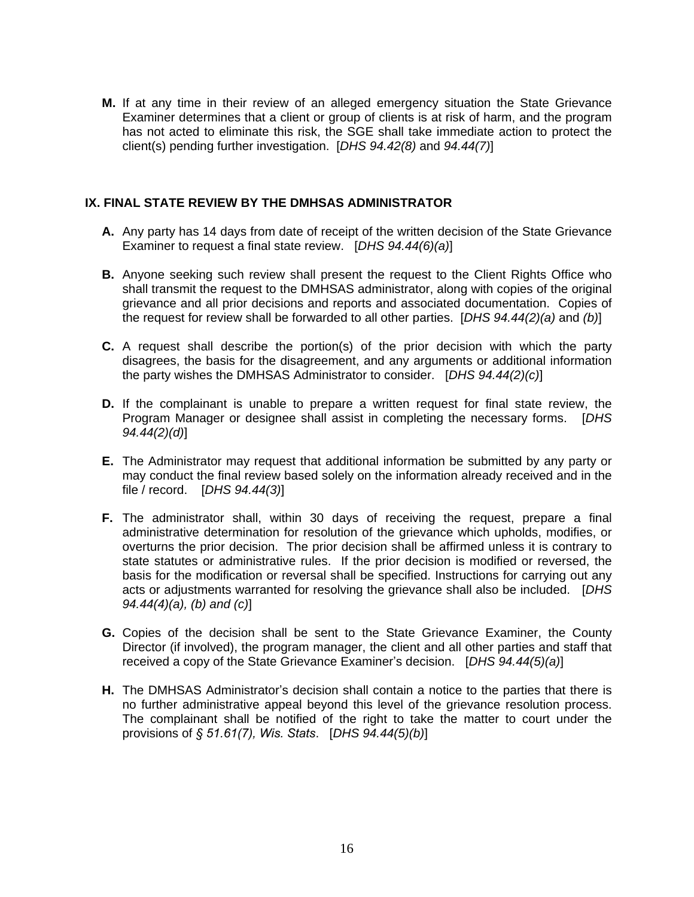**M.** If at any time in their review of an alleged emergency situation the State Grievance Examiner determines that a client or group of clients is at risk of harm, and the program has not acted to eliminate this risk, the SGE shall take immediate action to protect the client(s) pending further investigation. [*DHS 94.42(8)* and *94.44(7)*]

## IX. FINAL STATE REVIEW BY THE DMHSAS ADMINISTRATOR

**A.** Any party has 14 days from date of receipt of the written decision of the State Grievance Examiner to request a final state review. [*DHS 94.44(6)(a)*]

**B.** Anyone seeking such review shall present the request to the Client Rights Office who shall transmit the request to the DMHSAS administrator, along with copies of the original grievance and all prior decisions and reports and associated documentation. Copies of the request for review shall be forwarded to all other parties. [*DHS 94.44(2)(a)* and *(b)*]

**C.** A request shall describe the portion(s) of the prior decision with which the party disagrees, the basis for the disagreement, and any arguments or additional information the party wishes the DMHSAS Administrator to consider. [*DHS 94.44(2)(c)*]

**D.** If the complainant is unable to prepare a written request for final state review, the Program Manager or designee shall assist in completing the necessary forms. [*DHS 94.44(2)(d)*]

**E.** The Administrator may request that additional information be submitted by any party or may conduct the final review based solely on the information already received and in the file / record. [*DHS 94.44(3)*]

**F.** The administrator shall, within 30 days of receiving the request, prepare a final administrative determination for resolution of the grievance which upholds, modifies, or overturns the prior decision. The prior decision shall be affirmed unless it is contrary to state statutes or administrative rules. If the prior decision is modified or reversed, the basis for the modification or reversal shall be specified. Instructions for carrying out any acts or adjustments warranted for resolving the grievance shall also be included. [*DHS 94.44(4)(a), (b) and (c)*]

**G.** Copies of the decision shall be sent to the State Grievance Examiner, the County Director (if involved), the program manager, the client and all other parties and staff that received a copy of the State Grievance Examiner's decision. [*DHS 94.44(5)(a)*]

**H.** The DMHSAS Administrator's decision shall contain a notice to the parties that there is no further administrative appeal beyond this level of the grievance resolution process. The complainant shall be notified of the right to take the matter to court under the provisions of *§ 51.61(7), Wis. Stats*. [*DHS 94.44(5)(b)*]